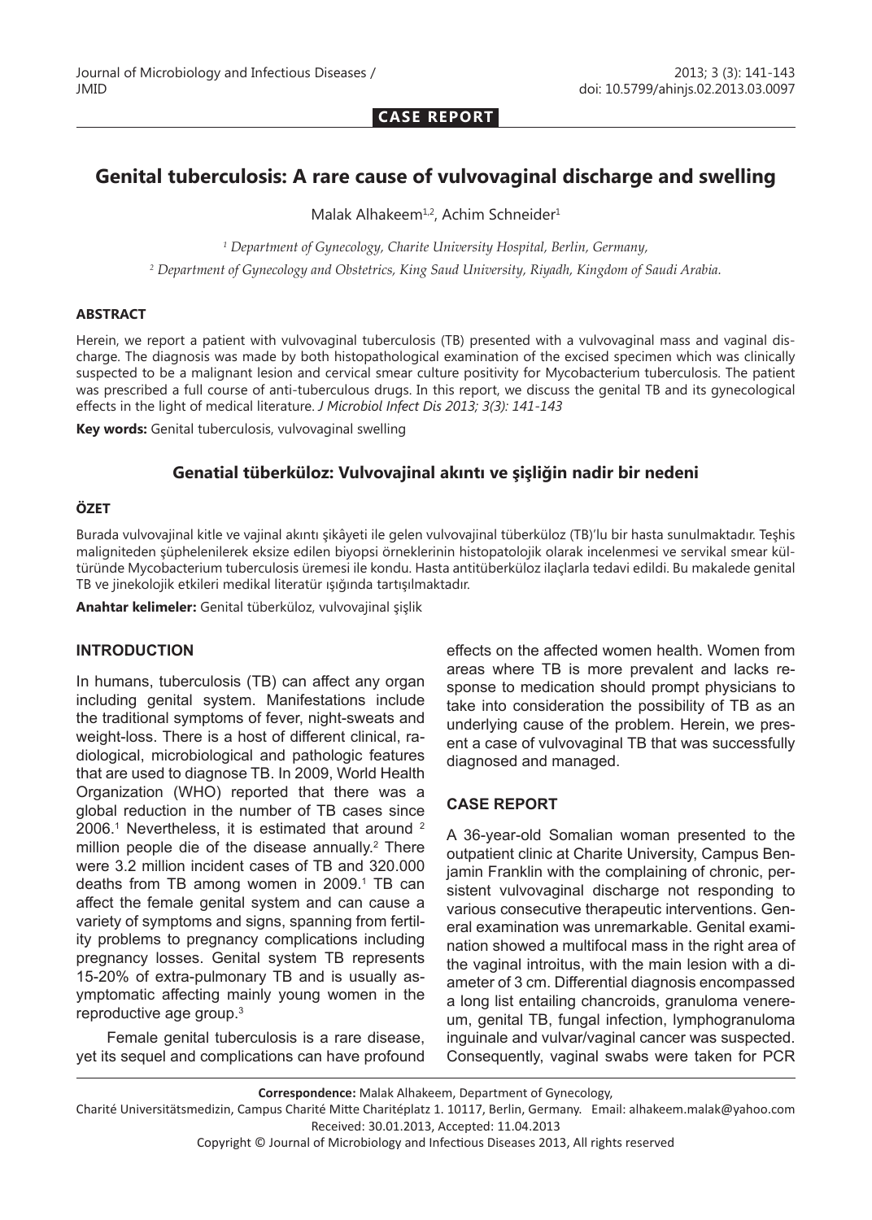**CASE REPORT**

# Genital tuberculosis: A rare cause of vulvovaginal discharge and swelling

Malak Alhakeem[1,2], Achim Schneider[1]

*[1] Department of Gynecology, Charite University Hospital, Berlin, Germany,*

*[2] Department of Gynecology and Obstetrics, King Saud University, Riyadh, Kingdom of Saudi Arabia.*

## ABSTRACT

Herein, we report a patient with vulvovaginal tuberculosis (TB) presented with a vulvovaginal mass and vaginal discharge. The diagnosis was made by both histopathological examination of the excised specimen which was clinically suspected to be a malignant lesion and cervical smear culture positivity for Mycobacterium tuberculosis. The patient was prescribed a full course of anti-tuberculous drugs. In this report, we discuss the genital TB and its gynecological effects in the light of medical literature. *J Microbiol Infect Dis 2013; 3(3): 141-143*

**Key words:** Genital tuberculosis, vulvovaginal swelling

## Genatial tüberküloz: Vulvovajinal akıntı ve şişliğin nadir bir nedeni

## ÖZET

Burada vulvovajinal kitle ve vajinal akıntı şikâyeti ile gelen vulvovajinal tüberküloz (TB)'lu bir hasta sunulmaktadır. Teşhis maligniteden şüphelenilerek eksize edilen biyopsi örneklerinin histopatolojik olarak incelenmesi ve servikal smear kültüründe Mycobacterium tuberculosis üremesi ile kondu. Hasta antitüberküloz ilaçlarla tedavi edildi. Bu makalede genital TB ve jinekolojik etkileri medikal literatür ışığında tartışılmaktadır.

**Anahtar kelimeler:** Genital tüberküloz, vulvovajinal şişlik

## INTRODUCTION

In humans, tuberculosis (TB) can affect any organ including genital system. Manifestations include the traditional symptoms of fever, night-sweats and weight-loss. There is a host of different clinical, radiological, microbiological and pathologic features that are used to diagnose TB. In 2009, World Health Organization (WHO) reported that there was a global reduction in the number of TB cases since 2006.[1] Nevertheless, it is estimated that around [2] million people die of the disease annually.[2] There were 3.2 million incident cases of TB and 320.000 deaths from TB among women in 2009.[1] TB can affect the female genital system and can cause a variety of symptoms and signs, spanning from fertility problems to pregnancy complications including pregnancy losses. Genital system TB represents 15-20% of extra-pulmonary TB and is usually asymptomatic affecting mainly young women in the reproductive age group.[3]

Female genital tuberculosis is a rare disease, yet its sequel and complications can have profound effects on the affected women health. Women from areas where TB is more prevalent and lacks response to medication should prompt physicians to take into consideration the possibility of TB as an underlying cause of the problem. Herein, we present a case of vulvovaginal TB that was successfully diagnosed and managed.

## CASE REPORT

A 36-year-old Somalian woman presented to the outpatient clinic at Charite University, Campus Benjamin Franklin with the complaining of chronic, persistent vulvovaginal discharge not responding to various consecutive therapeutic interventions. General examination was unremarkable. Genital examination showed a multifocal mass in the right area of the vaginal introitus, with the main lesion with a diameter of 3 cm. Differential diagnosis encompassed a long list entailing chancroids, granuloma venereum, genital TB, fungal infection, lymphogranuloma inguinale and vulvar/vaginal cancer was suspected. Consequently, vaginal swabs were taken for PCR

**Correspondence:** Malak Alhakeem, Department of Gynecology, Charité Universitätsmedizin, Campus Charité Mitte Charitéplatz 1. 10117, Berlin, Germany. Email: alhakeem.malak@yahoo.com

Received: 30.01.2013, Accepted: 11.04.2013

Copyright © Journal of Microbiology and Infectious Diseases 2013, All rights reserved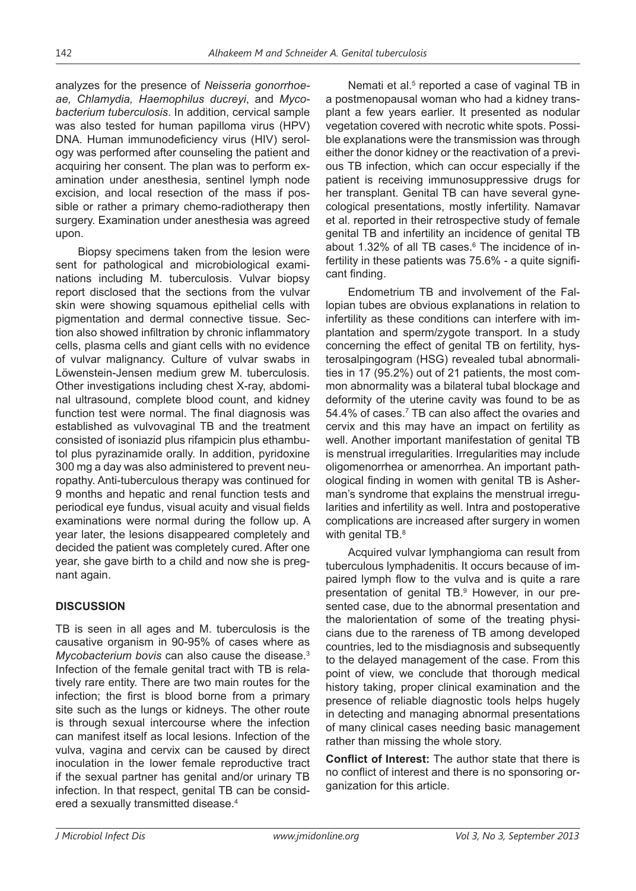analyzes for the presence of *Neisseria gonorrhoeae, Chlamydia, Haemophilus ducreyi*, and *Mycobacterium tuberculosis*. In addition, cervical sample was also tested for human papilloma virus (HPV) DNA. Human immunodeficiency virus (HIV) serology was performed after counseling the patient and acquiring her consent. The plan was to perform examination under anesthesia, sentinel lymph node excision, and local resection of the mass if possible or rather a primary chemo-radiotherapy then surgery. Examination under anesthesia was agreed upon.

Biopsy specimens taken from the lesion were sent for pathological and microbiological examinations including M. tuberculosis. Vulvar biopsy report disclosed that the sections from the vulvar skin were showing squamous epithelial cells with pigmentation and dermal connective tissue. Section also showed infiltration by chronic inflammatory cells, plasma cells and giant cells with no evidence of vulvar malignancy. Culture of vulvar swabs in Löwenstein-Jensen medium grew M. tuberculosis. Other investigations including chest X-ray, abdominal ultrasound, complete blood count, and kidney function test were normal. The final diagnosis was established as vulvovaginal TB and the treatment consisted of isoniazid plus rifampicin plus ethambutol plus pyrazinamide orally. In addition, pyridoxine 300 mg a day was also administered to prevent neuropathy. Anti-tuberculous therapy was continued for 9 months and hepatic and renal function tests and periodical eye fundus, visual acuity and visual fields examinations were normal during the follow up. A year later, the lesions disappeared completely and decided the patient was completely cured. After one year, she gave birth to a child and now she is pregnant again.

## DISCUSSION

TB is seen in all ages and M. tuberculosis is the causative organism in 90-95% of cases where as *Mycobacterium bovis* can also cause the disease.[3] Infection of the female genital tract with TB is relatively rare entity. There are two main routes for the infection; the first is blood borne from a primary site such as the lungs or kidneys. The other route is through sexual intercourse where the infection can manifest itself as local lesions. Infection of the vulva, vagina and cervix can be caused by direct inoculation in the lower female reproductive tract if the sexual partner has genital and/or urinary TB infection. In that respect, genital TB can be considered a sexually transmitted disease.[4]

Nemati et al.[5] reported a case of vaginal TB in a postmenopausal woman who had a kidney transplant a few years earlier. It presented as nodular vegetation covered with necrotic white spots. Possible explanations were the transmission was through either the donor kidney or the reactivation of a previous TB infection, which can occur especially if the patient is receiving immunosuppressive drugs for her transplant. Genital TB can have several gynecological presentations, mostly infertility. Namavar et al. reported in their retrospective study of female genital TB and infertility an incidence of genital TB about 1.32% of all TB cases.[6] The incidence of infertility in these patients was 75.6% - a quite significant finding.

Endometrium TB and involvement of the Fallopian tubes are obvious explanations in relation to infertility as these conditions can interfere with implantation and sperm/zygote transport. In a study concerning the effect of genital TB on fertility, hysterosalpingogram (HSG) revealed tubal abnormalities in 17 (95.2%) out of 21 patients, the most common abnormality was a bilateral tubal blockage and deformity of the uterine cavity was found to be as 54.4% of cases.[7] TB can also affect the ovaries and cervix and this may have an impact on fertility as well. Another important manifestation of genital TB is menstrual irregularities. Irregularities may include oligomenorrhea or amenorrhea. An important pathological finding in women with genital TB is Asherman's syndrome that explains the menstrual irregularities and infertility as well. Intra and postoperative complications are increased after surgery in women with genital TB.[8]

Acquired vulvar lymphangioma can result from tuberculous lymphadenitis. It occurs because of impaired lymph flow to the vulva and is quite a rare presentation of genital TB.[9] However, in our presented case, due to the abnormal presentation and the malorientation of some of the treating physicians due to the rareness of TB among developed countries, led to the misdiagnosis and subsequently to the delayed management of the case. From this point of view, we conclude that thorough medical history taking, proper clinical examination and the presence of reliable diagnostic tools helps hugely in detecting and managing abnormal presentations of many clinical cases needing basic management rather than missing the whole story.

**Conflict of Interest:** The author state that there is no conflict of interest and there is no sponsoring organization for this article.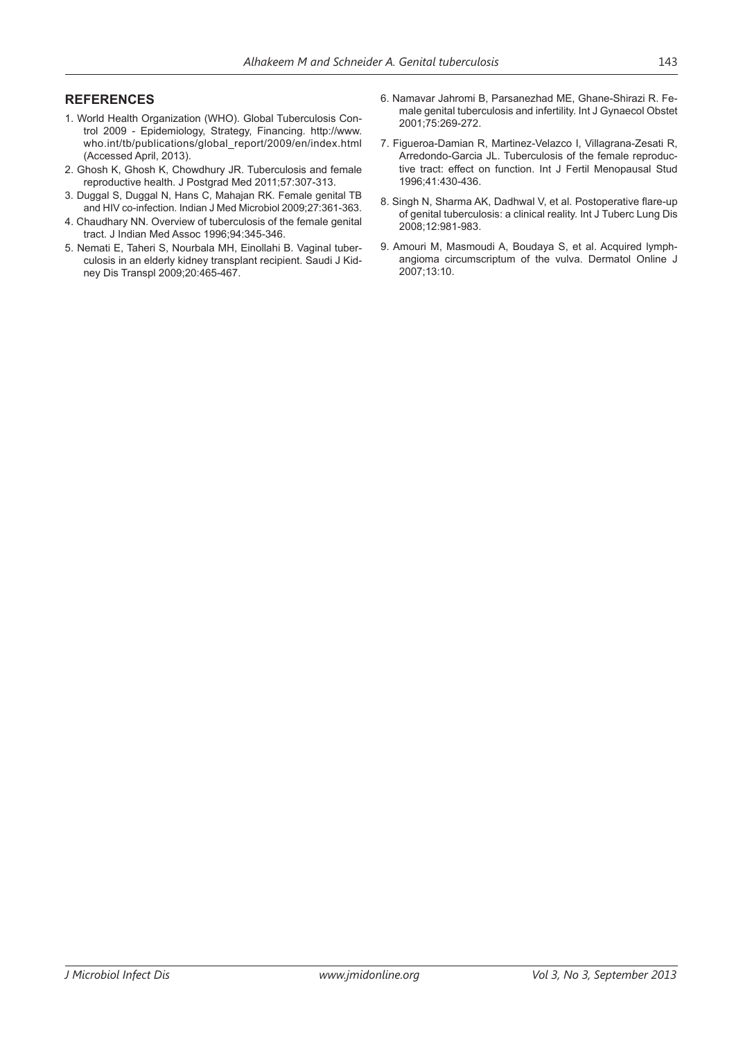## REFERENCES

1. World Health Organization (WHO). Global Tuberculosis Control 2009 - Epidemiology, Strategy, Financing. http://www.who.int/tb/publications/global_report/2009/en/index.html (Accessed April, 2013).
2. Ghosh K, Ghosh K, Chowdhury JR. Tuberculosis and female reproductive health. J Postgrad Med 2011;57:307-313.
3. Duggal S, Duggal N, Hans C, Mahajan RK. Female genital TB and HIV co-infection. Indian J Med Microbiol 2009;27:361-363.
4. Chaudhary NN. Overview of tuberculosis of the female genital tract. J Indian Med Assoc 1996;94:345-346.
5. Nemati E, Taheri S, Nourbala MH, Einollahi B. Vaginal tuberculosis in an elderly kidney transplant recipient. Saudi J Kidney Dis Transpl 2009;20:465-467.
6. Namavar Jahromi B, Parsanezhad ME, Ghane-Shirazi R. Female genital tuberculosis and infertility. Int J Gynaecol Obstet 2001;75:269-272.
7. Figueroa-Damian R, Martinez-Velazco I, Villagrana-Zesati R, Arredondo-Garcia JL. Tuberculosis of the female reproductive tract: effect on function. Int J Fertil Menopausal Stud 1996;41:430-436.
8. Singh N, Sharma AK, Dadhwal V, et al. Postoperative flare-up of genital tuberculosis: a clinical reality. Int J Tuberc Lung Dis 2008;12:981-983.
9. Amouri M, Masmoudi A, Boudaya S, et al. Acquired lymphangioma circumscriptum of the vulva. Dermatol Online J 2007;13:10.